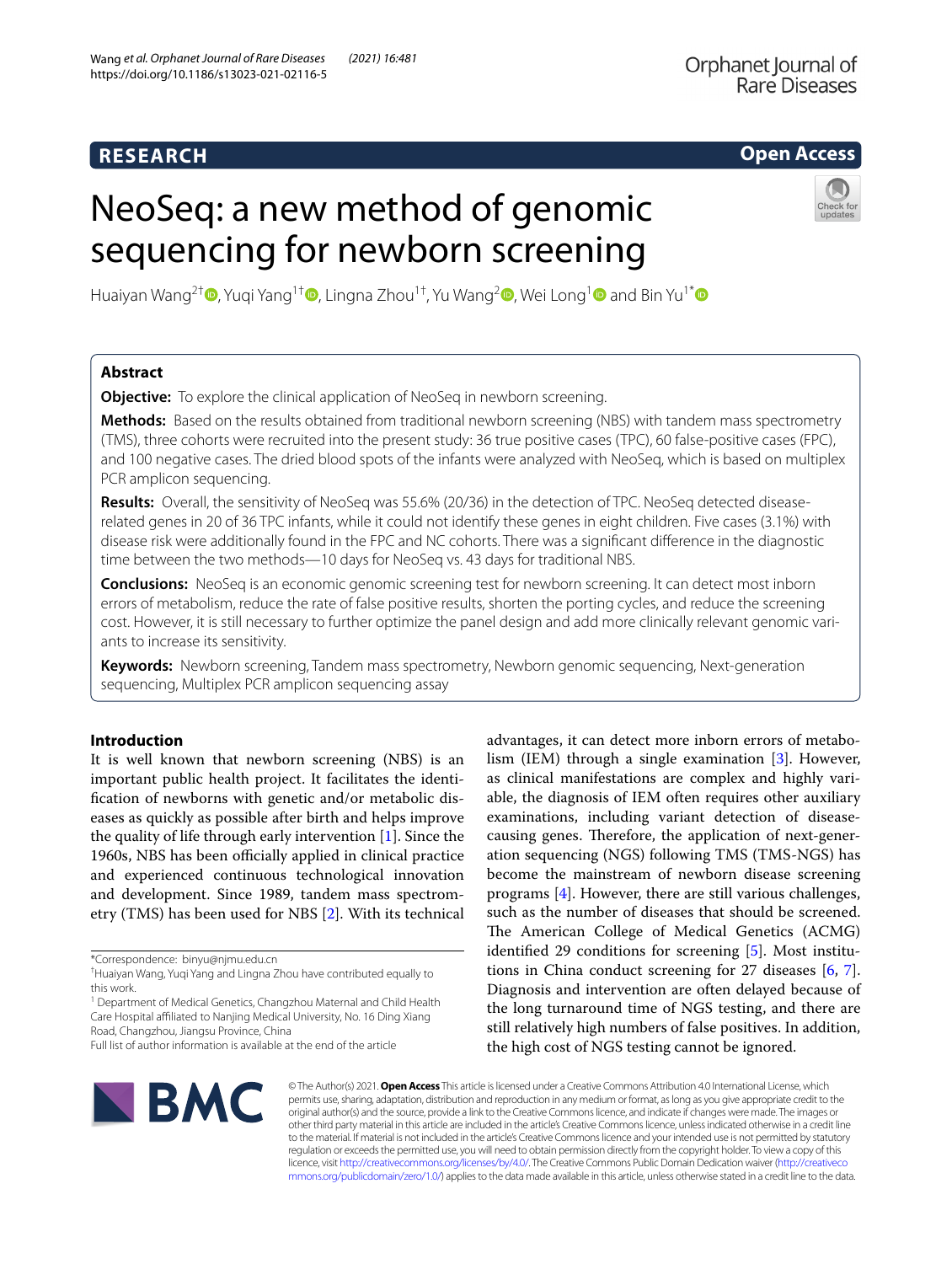RESEARCH

Open Access

# NeoSeq: a new method of genomic sequencing for newborn screening

Huaiyan Wang[2†], Yuqi Yang[1†], Lingna Zhou[1†], Yu Wang[2], Wei Long[1] and Bin Yu[1*]

## Abstract

**Objective:** To explore the clinical application of NeoSeq in newborn screening.

**Methods:** Based on the results obtained from traditional newborn screening (NBS) with tandem mass spectrometry (TMS), three cohorts were recruited into the present study: 36 true positive cases (TPC), 60 false-positive cases (FPC), and 100 negative cases. The dried blood spots of the infants were analyzed with NeoSeq, which is based on multiplex PCR amplicon sequencing.

**Results:** Overall, the sensitivity of NeoSeq was 55.6% (20/36) in the detection of TPC. NeoSeq detected disease-related genes in 20 of 36 TPC infants, while it could not identify these genes in eight children. Five cases (3.1%) with disease risk were additionally found in the FPC and NC cohorts. There was a significant difference in the diagnostic time between the two methods—10 days for NeoSeq vs. 43 days for traditional NBS.

**Conclusions:** NeoSeq is an economic genomic screening test for newborn screening. It can detect most inborn errors of metabolism, reduce the rate of false positive results, shorten the porting cycles, and reduce the screening cost. However, it is still necessary to further optimize the panel design and add more clinically relevant genomic variants to increase its sensitivity.

**Keywords:** Newborn screening, Tandem mass spectrometry, Newborn genomic sequencing, Next-generation sequencing, Multiplex PCR amplicon sequencing assay

## Introduction

It is well known that newborn screening (NBS) is an important public health project. It facilitates the identification of newborns with genetic and/or metabolic diseases as quickly as possible after birth and helps improve the quality of life through early intervention [1]. Since the 1960s, NBS has been officially applied in clinical practice and experienced continuous technological innovation and development. Since 1989, tandem mass spectrometry (TMS) has been used for NBS [2]. With its technical advantages, it can detect more inborn errors of metabolism (IEM) through a single examination [3]. However, as clinical manifestations are complex and highly variable, the diagnosis of IEM often requires other auxiliary examinations, including variant detection of disease-causing genes. Therefore, the application of next-generation sequencing (NGS) following TMS (TMS-NGS) has become the mainstream of newborn disease screening programs [4]. However, there are still various challenges, such as the number of diseases that should be screened. The American College of Medical Genetics (ACMG) identified 29 conditions for screening [5]. Most institutions in China conduct screening for 27 diseases [6, 7]. Diagnosis and intervention are often delayed because of the long turnaround time of NGS testing, and there are still relatively high numbers of false positives. In addition, the high cost of NGS testing cannot be ignored.

*Correspondence: binyu@njmu.edu.cn

†Huaiyan Wang, Yuqi Yang and Lingna Zhou have contributed equally to this work.

[1] Department of Medical Genetics, Changzhou Maternal and Child Health Care Hospital affiliated to Nanjing Medical University, No. 16 Ding Xiang Road, Changzhou, Jiangsu Province, China

Full list of author information is available at the end of the article

© The Author(s) 2021. **Open Access** This article is licensed under a Creative Commons Attribution 4.0 International License, which permits use, sharing, adaptation, distribution and reproduction in any medium or format, as long as you give appropriate credit to the original author(s) and the source, provide a link to the Creative Commons licence, and indicate if changes were made. The images or other third party material in this article are included in the article's Creative Commons licence, unless indicated otherwise in a credit line to the material. If material is not included in the article's Creative Commons licence and your intended use is not permitted by statutory regulation or exceeds the permitted use, you will need to obtain permission directly from the copyright holder. To view a copy of this licence, visit http://creativecommons.org/licenses/by/4.0/. The Creative Commons Public Domain Dedication waiver (http://creativecommons.org/publicdomain/zero/1.0/) applies to the data made available in this article, unless otherwise stated in a credit line to the data.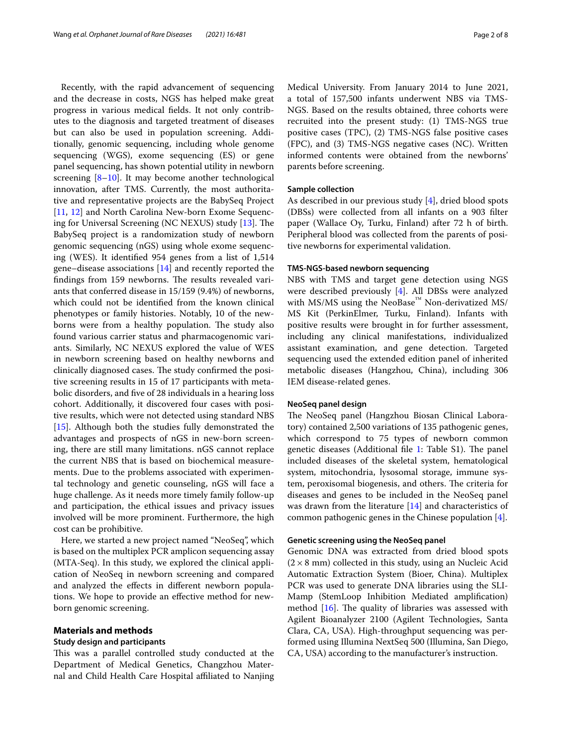Recently, with the rapid advancement of sequencing and the decrease in costs, NGS has helped make great progress in various medical fields. It not only contributes to the diagnosis and targeted treatment of diseases but can also be used in population screening. Additionally, genomic sequencing, including whole genome sequencing (WGS), exome sequencing (ES) or gene panel sequencing, has shown potential utility in newborn screening [8–10]. It may become another technological innovation, after TMS. Currently, the most authoritative and representative projects are the BabySeq Project [11, 12] and North Carolina New-born Exome Sequencing for Universal Screening (NC NEXUS) study [13]. The BabySeq project is a randomization study of newborn genomic sequencing (nGS) using whole exome sequencing (WES). It identified 954 genes from a list of 1,514 gene–disease associations [14] and recently reported the findings from 159 newborns. The results revealed variants that conferred disease in 15/159 (9.4%) of newborns, which could not be identified from the known clinical phenotypes or family histories. Notably, 10 of the newborns were from a healthy population. The study also found various carrier status and pharmacogenomic variants. Similarly, NC NEXUS explored the value of WES in newborn screening based on healthy newborns and clinically diagnosed cases. The study confirmed the positive screening results in 15 of 17 participants with metabolic disorders, and five of 28 individuals in a hearing loss cohort. Additionally, it discovered four cases with positive results, which were not detected using standard NBS [15]. Although both the studies fully demonstrated the advantages and prospects of nGS in new-born screening, there are still many limitations. nGS cannot replace the current NBS that is based on biochemical measurements. Due to the problems associated with experimental technology and genetic counseling, nGS will face a huge challenge. As it needs more timely family follow-up and participation, the ethical issues and privacy issues involved will be more prominent. Furthermore, the high cost can be prohibitive.

Here, we started a new project named "NeoSeq", which is based on the multiplex PCR amplicon sequencing assay (MTA-Seq). In this study, we explored the clinical application of NeoSeq in newborn screening and compared and analyzed the effects in different newborn populations. We hope to provide an effective method for newborn genomic screening.

## Materials and methods

### Study design and participants

This was a parallel controlled study conducted at the Department of Medical Genetics, Changzhou Maternal and Child Health Care Hospital affiliated to Nanjing Medical University. From January 2014 to June 2021, a total of 157,500 infants underwent NBS via TMS-NGS. Based on the results obtained, three cohorts were recruited into the present study: (1) TMS-NGS true positive cases (TPC), (2) TMS-NGS false positive cases (FPC), and (3) TMS-NGS negative cases (NC). Written informed contents were obtained from the newborns' parents before screening.

### Sample collection

As described in our previous study [4], dried blood spots (DBSs) were collected from all infants on a 903 filter paper (Wallace Oy, Turku, Finland) after 72 h of birth. Peripheral blood was collected from the parents of positive newborns for experimental validation.

### TMS-NGS-based newborn sequencing

NBS with TMS and target gene detection using NGS were described previously [4]. All DBSs were analyzed with MS/MS using the NeoBase™ Non-derivatized MS/MS Kit (PerkinElmer, Turku, Finland). Infants with positive results were brought in for further assessment, including any clinical manifestations, individualized assistant examination, and gene detection. Targeted sequencing used the extended edition panel of inherited metabolic diseases (Hangzhou, China), including 306 IEM disease-related genes.

### NeoSeq panel design

The NeoSeq panel (Hangzhou Biosan Clinical Laboratory) contained 2,500 variations of 135 pathogenic genes, which correspond to 75 types of newborn common genetic diseases (Additional file 1: Table S1). The panel included diseases of the skeletal system, hematological system, mitochondria, lysosomal storage, immune system, peroxisomal biogenesis, and others. The criteria for diseases and genes to be included in the NeoSeq panel was drawn from the literature [14] and characteristics of common pathogenic genes in the Chinese population [4].

### Genetic screening using the NeoSeq panel

Genomic DNA was extracted from dried blood spots ($2 \times 8$ mm) collected in this study, using an Nucleic Acid Automatic Extraction System (Bioer, China). Multiplex PCR was used to generate DNA libraries using the SLIMamp (StemLoop Inhibition Mediated amplification) method [16]. The quality of libraries was assessed with Agilent Bioanalyzer 2100 (Agilent Technologies, Santa Clara, CA, USA). High-throughput sequencing was performed using Illumina NextSeq 500 (Illumina, San Diego, CA, USA) according to the manufacturer's instruction.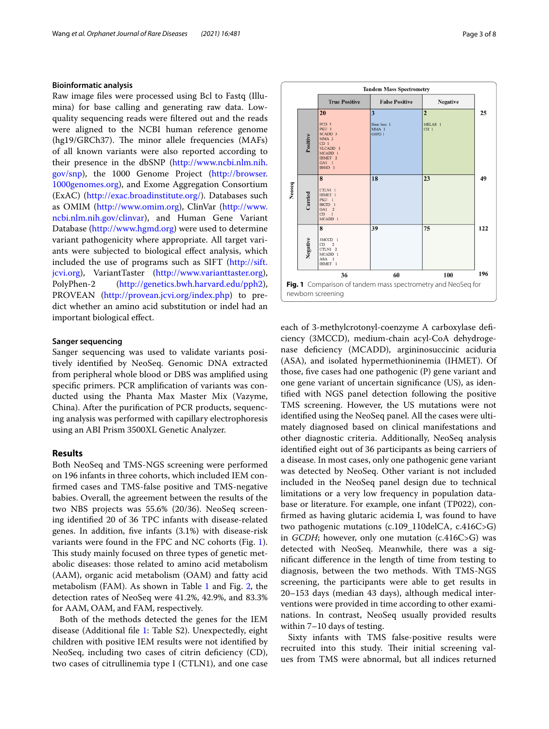### Bioinformatic analysis

Raw image files were processed using Bcl to Fastq (Illumina) for base calling and generating raw data. Low-quality sequencing reads were filtered out and the reads were aligned to the NCBI human reference genome (hg19/GRCh37). The minor allele frequencies (MAFs) of all known variants were also reported according to their presence in the dbSNP (http://www.ncbi.nlm.nih.gov/snp), the 1000 Genome Project (http://browser.1000genomes.org), and Exome Aggregation Consortium (ExAC) (http://exac.broadinstitute.org/). Databases such as OMIM (http://www.omim.org), ClinVar (http://www.ncbi.nlm.nih.gov/clinvar), and Human Gene Variant Database (http://www.hgmd.org) were used to determine variant pathogenicity where appropriate. All target variants were subjected to biological effect analysis, which included the use of programs such as SIFT (http://sift.jcvi.org), VariantTaster (http://www.varianttaster.org), PolyPhen-2 (http://genetics.bwh.harvard.edu/pph2), PROVEAN (http://provean.jcvi.org/index.php) to predict whether an amino acid substitution or indel had an important biological effect.

### Sanger sequencing

Sanger sequencing was used to validate variants positively identified by NeoSeq. Genomic DNA extracted from peripheral whole blood or DBS was amplified using specific primers. PCR amplification of variants was conducted using the Phanta Max Master Mix (Vazyme, China). After the purification of PCR products, sequencing analysis was performed with capillary electrophoresis using an ABI Prism 3500XL Genetic Analyzer.

## Results

Both NeoSeq and TMS-NGS screening were performed on 196 infants in three cohorts, which included IEM confirmed cases and TMS-false positive and TMS-negative babies. Overall, the agreement between the results of the two NBS projects was 55.6% (20/36). NeoSeq screening identified 20 of 36 TPC infants with disease-related genes. In addition, five infants (3.1%) with disease-risk variants were found in the FPC and NC cohorts (Fig. 1). This study mainly focused on three types of genetic metabolic diseases: those related to amino acid metabolism (AAM), organic acid metabolism (OAM) and fatty acid metabolism (FAM). As shown in Table 1 and Fig. 2, the detection rates of NeoSeq were 41.2%, 42.9%, and 83.3% for AAM, OAM, and FAM, respectively.

| Neoseq \ Tandem Mass Spectrometry | True Positive | False Positive | Negative | |
|---|---|---|---|---|
| Positive | **20**<br>PCD 5<br>PKU 3<br>SCADD 3<br>MMA 2<br>CD 1<br>VLCADD 1<br>MCADD 1<br>IHMET 2<br>GA1 1<br>BH4D 1 | **3**<br>Hear loss 1<br>MMA 1<br>G6PD 1 | **2**<br>MELAS 1<br>CH 1 | 25 |
| Carried | **8**<br>CTLN1 1<br>IHMET 1<br>PKU 1<br>BKTD 1<br>GA1 2<br>CD 1<br>MCADD 1 | **18** | **23** | 49 |
| Negative | **8**<br>3MCCD 1<br>CD 2<br>CTLN1 2<br>MCADD 1<br>ASA 1<br>IHMET 1 | **39** | **75** | 122 |
| | 36 | 60 | 100 | 196 |

**Fig. 1** Comparison of tandem mass spectrometry and NeoSeq for newborn screening

Both of the methods detected the genes for the IEM disease (Additional file 1: Table S2). Unexpectedly, eight children with positive IEM results were not identified by NeoSeq, including two cases of citrin deficiency (CD), two cases of citrullinemia type I (CTLN1), and one case each of 3-methylcrotonyl-coenzyme A carboxylase deficiency (3MCCD), medium-chain acyl-CoA dehydrogenase deficiency (MCADD), argininosuccinic aciduria (ASA), and isolated hypermethioninemia (IHMET). Of those, five cases had one pathogenic (P) gene variant and one gene variant of uncertain significance (US), as identified with NGS panel detection following the positive TMS screening. However, the US mutations were not identified using the NeoSeq panel. All the cases were ultimately diagnosed based on clinical manifestations and other diagnostic criteria. Additionally, NeoSeq analysis identified eight out of 36 participants as being carriers of a disease. In most cases, only one pathogenic gene variant was detected by NeoSeq. Other variant is not included included in the NeoSeq panel design due to technical limitations or a very low frequency in population database or literature. For example, one infant (TP022), confirmed as having glutaric acidemia I, was found to have two pathogenic mutations (c.109_110delCA, c.416C>G) in *GCDH*; however, only one mutation (c.416C>G) was detected with NeoSeq. Meanwhile, there was a significant difference in the length of time from testing to diagnosis, between the two methods. With TMS-NGS screening, the participants were able to get results in 20–153 days (median 43 days), although medical interventions were provided in time according to other examinations. In contrast, NeoSeq usually provided results within 7–10 days of testing.

Sixty infants with TMS false-positive results were recruited into this study. Their initial screening values from TMS were abnormal, but all indices returned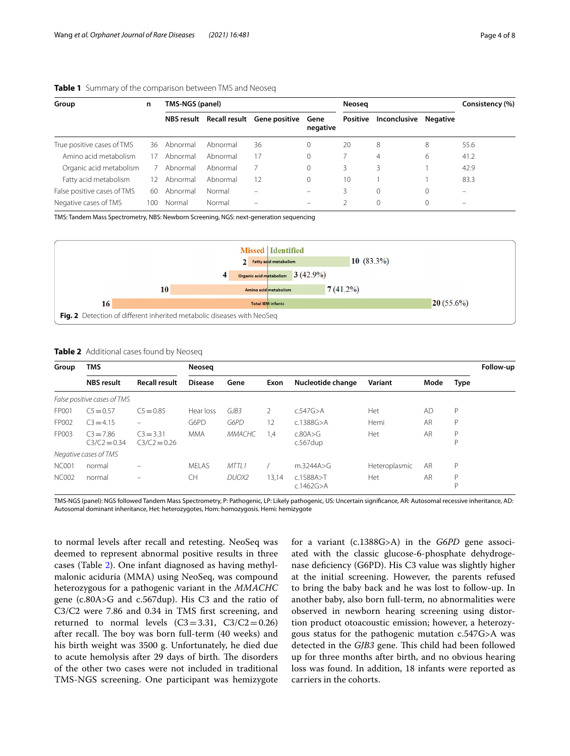**Table 1** Summary of the comparison between TMS and Neoseq

| Group | n | TMS-NGS (panel) | | | | Neoseq | | | Consistency (%) |
|---|---|---|---|---|---|---|---|---|---|
| | | NBS result | Recall result | Gene positive | Gene negative | Positive | Inconclusive | Negative | |
| True positive cases of TMS | 36 | Abnormal | Abnormal | 36 | 0 | 20 | 8 | 8 | 55.6 |
| Amino acid metabolism | 17 | Abnormal | Abnormal | 17 | 0 | 7 | 4 | 6 | 41.2 |
| Organic acid metabolism | 7 | Abnormal | Abnormal | 7 | 0 | 3 | 3 | 1 | 42.9 |
| Fatty acid metabolism | 12 | Abnormal | Abnormal | 12 | 0 | 10 | 1 | 1 | 83.3 |
| False positive cases of TMS | 60 | Abnormal | Normal | – | – | 3 | 0 | 0 | – |
| Negative cases of TMS | 100 | Normal | Normal | – | – | 2 | 0 | 0 | – |

TMS: Tandem Mass Spectrometry, NBS: Newborn Screening, NGS: next-generation sequencing

**Fig. 2** Detection of different inherited metabolic diseases with NeoSeq

**Table 2** Additional cases found by Neoseq

| Group | TMS | | Neoseq | | | | | | | Follow-up |
|---|---|---|---|---|---|---|---|---|---|---|
| | NBS result | Recall result | Disease | Gene | Exon | Nucleotide change | Variant | Mode | Type | |
| *False positive cases of TMS* | | | | | | | | | | |
| FP001 | C5 = 0.57 | C5 = 0.85 | Hear loss | *GJB3* | 2 | c.547G>A | Het | AD | P | |
| FP002 | C3 = 4.15 | – | G6PD | *G6PD* | 12 | c.1388G>A | Hemi | AR | P | |
| FP003 | C3 = 7.86 C3/C2 = 0.34 | C3 = 3.31 C3/C2 = 0.26 | MMA | *MMACHC* | 1,4 | c.80A>G c.567dup | Het | AR | P P | |
| *Negative cases of TMS* | | | | | | | | | | |
| NC001 | normal | – | MELAS | *MTTL1* | / | m.3244A>G | Heteroplasmic | AR | P | |
| NC002 | normal | – | CH | *DUOX2* | 13,14 | c.1588A>T c.1462G>A | Het | AR | P P | |

TMS-NGS (panel): NGS followed Tandem Mass Spectrometry, P: Pathogenic, LP: Likely pathogenic, US: Uncertain significance, AR: Autosomal recessive inheritance, AD: Autosomal dominant inheritance, Het: heterozygotes, Hom: homozygosis. Hemi: hemizygote

to normal levels after recall and retesting. NeoSeq was deemed to represent abnormal positive results in three cases (Table 2). One infant diagnosed as having methylmalonic aciduria (MMA) using NeoSeq, was compound heterozygous for a pathogenic variant in the *MMACHC* gene (c.80A>G and c.567dup). His C3 and the ratio of C3/C2 were 7.86 and 0.34 in TMS first screening, and returned to normal levels (C3 = 3.31, C3/C2 = 0.26) after recall. The boy was born full-term (40 weeks) and his birth weight was 3500 g. Unfortunately, he died due to acute hemolysis after 29 days of birth. The disorders of the other two cases were not included in traditional TMS-NGS screening. One participant was hemizygote for a variant (c.1388G>A) in the *G6PD* gene associated with the classic glucose-6-phosphate dehydrogenase deficiency (G6PD). His C3 value was slightly higher at the initial screening. However, the parents refused to bring the baby back and he was lost to follow-up. In another baby, also born full-term, no abnormalities were observed in newborn hearing screening using distortion product otoacoustic emission; however, a heterozygous status for the pathogenic mutation c.547G>A was detected in the *GJB3* gene. This child had been followed up for three months after birth, and no obvious hearing loss was found. In addition, 18 infants were reported as carriers in the cohorts.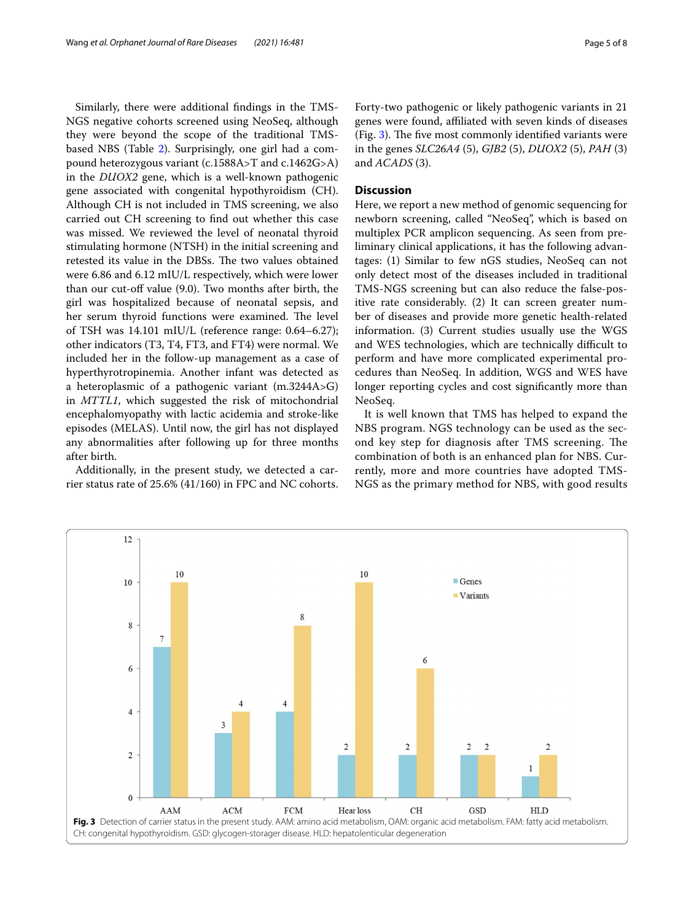Similarly, there were additional findings in the TMS-NGS negative cohorts screened using NeoSeq, although they were beyond the scope of the traditional TMS-based NBS (Table 2). Surprisingly, one girl had a compound heterozygous variant (c.1588A>T and c.1462G>A) in the *DUOX2* gene, which is a well-known pathogenic gene associated with congenital hypothyroidism (CH). Although CH is not included in TMS screening, we also carried out CH screening to find out whether this case was missed. We reviewed the level of neonatal thyroid stimulating hormone (NTSH) in the initial screening and retested its value in the DBSs. The two values obtained were 6.86 and 6.12 mIU/L respectively, which were lower than our cut-off value (9.0). Two months after birth, the girl was hospitalized because of neonatal sepsis, and her serum thyroid functions were examined. The level of TSH was 14.101 mIU/L (reference range: 0.64–6.27); other indicators (T3, T4, FT3, and FT4) were normal. We included her in the follow-up management as a case of hyperthyrotropinemia. Another infant was detected as a heteroplasmic of a pathogenic variant (m.3244A>G) in *MTTL1*, which suggested the risk of mitochondrial encephalomyopathy with lactic acidemia and stroke-like episodes (MELAS). Until now, the girl has not displayed any abnormalities after following up for three months after birth.

Additionally, in the present study, we detected a carrier status rate of 25.6% (41/160) in FPC and NC cohorts. Forty-two pathogenic or likely pathogenic variants in 21 genes were found, affiliated with seven kinds of diseases (Fig. 3). The five most commonly identified variants were in the genes *SLC26A4* (5), *GJB2* (5), *DUOX2* (5), *PAH* (3) and *ACADS* (3).

## Discussion

Here, we report a new method of genomic sequencing for newborn screening, called "NeoSeq", which is based on multiplex PCR amplicon sequencing. As seen from preliminary clinical applications, it has the following advantages: (1) Similar to few nGS studies, NeoSeq can not only detect most of the diseases included in traditional TMS-NGS screening but can also reduce the false-positive rate considerably. (2) It can screen greater number of diseases and provide more genetic health-related information. (3) Current studies usually use the WGS and WES technologies, which are technically difficult to perform and have more complicated experimental procedures than NeoSeq. In addition, WGS and WES have longer reporting cycles and cost significantly more than NeoSeq.

It is well known that TMS has helped to expand the NBS program. NGS technology can be used as the second key step for diagnosis after TMS screening. The combination of both is an enhanced plan for NBS. Currently, more and more countries have adopted TMS-NGS as the primary method for NBS, with good results

| | AAM | ACM | FCM | Hear loss | CH | GSD | HLD |
|---|---|---|---|---|---|---|---|
| Genes | 7 | 3 | 4 | 2 | 2 | 2 | 1 |
| Variants | 10 | 4 | 8 | 10 | 6 | 2 | 2 |

**Fig. 3** Detection of carrier status in the present study. AAM: amino acid metabolism, OAM: organic acid metabolism. FAM: fatty acid metabolism. CH: congenital hypothyroidism. GSD: glycogen-storager disease. HLD: hepatolenticular degeneration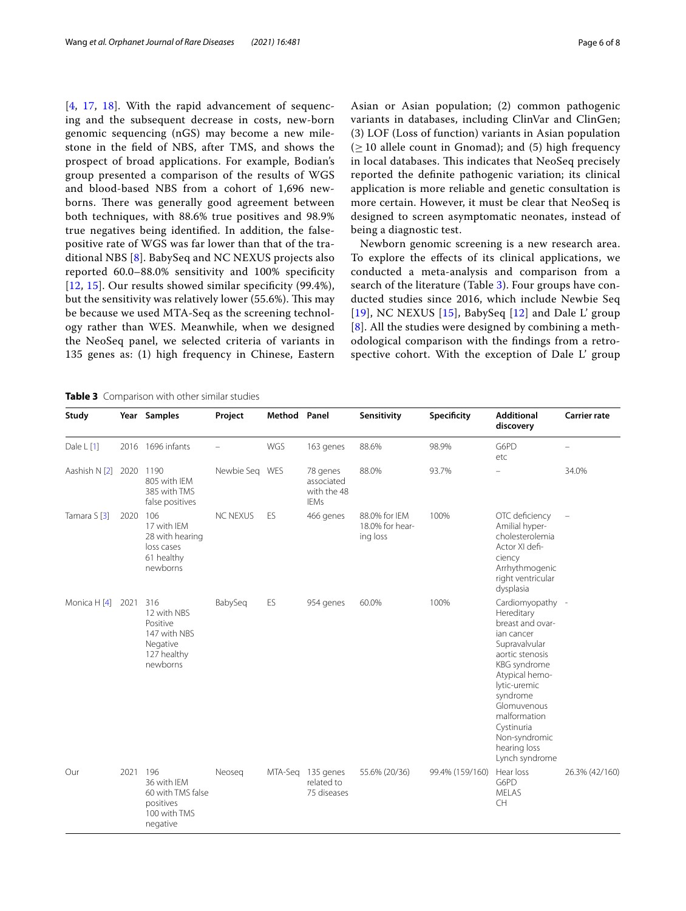[4, 17, 18]. With the rapid advancement of sequencing and the subsequent decrease in costs, new-born genomic sequencing (nGS) may become a new milestone in the field of NBS, after TMS, and shows the prospect of broad applications. For example, Bodian's group presented a comparison of the results of WGS and blood-based NBS from a cohort of 1,696 newborns. There was generally good agreement between both techniques, with 88.6% true positives and 98.9% true negatives being identified. In addition, the false-positive rate of WGS was far lower than that of the traditional NBS [8]. BabySeq and NC NEXUS projects also reported 60.0–88.0% sensitivity and 100% specificity [12, 15]. Our results showed similar specificity (99.4%), but the sensitivity was relatively lower (55.6%). This may be because we used MTA-Seq as the screening technology rather than WES. Meanwhile, when we designed the NeoSeq panel, we selected criteria of variants in 135 genes as: (1) high frequency in Chinese, Eastern Asian or Asian population; (2) common pathogenic variants in databases, including ClinVar and ClinGen; (3) LOF (Loss of function) variants in Asian population ($\geq 10$ allele count in Gnomad); and (5) high frequency in local databases. This indicates that NeoSeq precisely reported the definite pathogenic variation; its clinical application is more reliable and genetic consultation is more certain. However, it must be clear that NeoSeq is designed to screen asymptomatic neonates, instead of being a diagnostic test.

Newborn genomic screening is a new research area. To explore the effects of its clinical applications, we conducted a meta-analysis and comparison from a search of the literature (Table 3). Four groups have conducted studies since 2016, which include Newbie Seq [19], NC NEXUS [15], BabySeq [12] and Dale L' group [8]. All the studies were designed by combining a methodological comparison with the findings from a retrospective cohort. With the exception of Dale L' group

**Table 3** Comparison with other similar studies

| Study | Year | Samples | Project | Method | Panel | Sensitivity | Specificity | Additional discovery | Carrier rate |
|---|---|---|---|---|---|---|---|---|---|
| Dale L [1] | 2016 | 1696 infants | – | WGS | 163 genes | 88.6% | 98.9% | G6PD etc | – |
| Aashish N [2] | 2020 | 1190 805 with IEM 385 with TMS false positives | Newbie Seq | WES | 78 genes associated with the 48 IEMs | 88.0% | 93.7% | – | 34.0% |
| Tamara S [3] | 2020 | 106 17 with IEM 28 with hearing loss cases 61 healthy newborns | NC NEXUS | ES | 466 genes | 88.0% for IEM 18.0% for hearing loss | 100% | OTC deficiency Amilial hypercholesterolemia Actor XI deficiency Arrhythmogenic right ventricular dysplasia | – |
| Monica H [4] | 2021 | 316 12 with NBS Positive 147 with NBS Negative 127 healthy newborns | BabySeq | ES | 954 genes | 60.0% | 100% | Cardiomyopathy Hereditary breast and ovarian cancer Supravalvular aortic stenosis KBG syndrome Atypical hemolytic-uremic syndrome Glomuvenous malformation Cystinuria Non-syndromic hearing loss Lynch syndrome | - |
| Our | 2021 | 196 36 with IEM 60 with TMS false positives 100 with TMS negative | Neoseq | MTA-Seq | 135 genes related to 75 diseases | 55.6% (20/36) | 99.4% (159/160) | Hear loss G6PD MELAS CH | 26.3% (42/160) |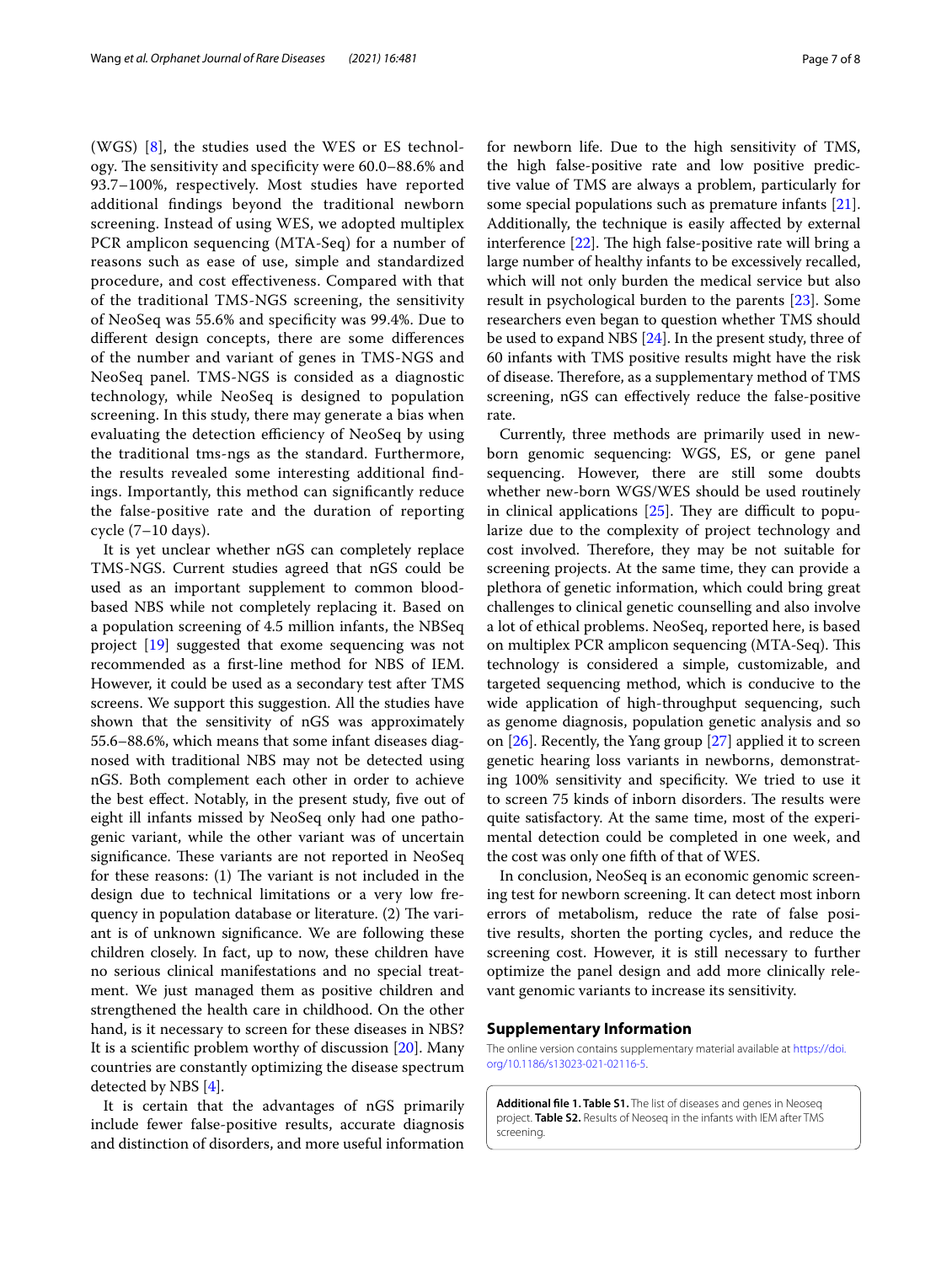(WGS) [8], the studies used the WES or ES technology. The sensitivity and specificity were 60.0–88.6% and 93.7–100%, respectively. Most studies have reported additional findings beyond the traditional newborn screening. Instead of using WES, we adopted multiplex PCR amplicon sequencing (MTA-Seq) for a number of reasons such as ease of use, simple and standardized procedure, and cost effectiveness. Compared with that of the traditional TMS-NGS screening, the sensitivity of NeoSeq was 55.6% and specificity was 99.4%. Due to different design concepts, there are some differences of the number and variant of genes in TMS-NGS and NeoSeq panel. TMS-NGS is consided as a diagnostic technology, while NeoSeq is designed to population screening. In this study, there may generate a bias when evaluating the detection efficiency of NeoSeq by using the traditional tms-ngs as the standard. Furthermore, the results revealed some interesting additional findings. Importantly, this method can significantly reduce the false-positive rate and the duration of reporting cycle (7–10 days).

It is yet unclear whether nGS can completely replace TMS-NGS. Current studies agreed that nGS could be used as an important supplement to common blood-based NBS while not completely replacing it. Based on a population screening of 4.5 million infants, the NBSeq project [19] suggested that exome sequencing was not recommended as a first-line method for NBS of IEM. However, it could be used as a secondary test after TMS screens. We support this suggestion. All the studies have shown that the sensitivity of nGS was approximately 55.6–88.6%, which means that some infant diseases diagnosed with traditional NBS may not be detected using nGS. Both complement each other in order to achieve the best effect. Notably, in the present study, five out of eight ill infants missed by NeoSeq only had one pathogenic variant, while the other variant was of uncertain significance. These variants are not reported in NeoSeq for these reasons: (1) The variant is not included in the design due to technical limitations or a very low frequency in population database or literature. (2) The variant is of unknown significance. We are following these children closely. In fact, up to now, these children have no serious clinical manifestations and no special treatment. We just managed them as positive children and strengthened the health care in childhood. On the other hand, is it necessary to screen for these diseases in NBS? It is a scientific problem worthy of discussion [20]. Many countries are constantly optimizing the disease spectrum detected by NBS [4].

It is certain that the advantages of nGS primarily include fewer false-positive results, accurate diagnosis and distinction of disorders, and more useful information for newborn life. Due to the high sensitivity of TMS, the high false-positive rate and low positive predictive value of TMS are always a problem, particularly for some special populations such as premature infants [21]. Additionally, the technique is easily affected by external interference [22]. The high false-positive rate will bring a large number of healthy infants to be excessively recalled, which will not only burden the medical service but also result in psychological burden to the parents [23]. Some researchers even began to question whether TMS should be used to expand NBS [24]. In the present study, three of 60 infants with TMS positive results might have the risk of disease. Therefore, as a supplementary method of TMS screening, nGS can effectively reduce the false-positive rate.

Currently, three methods are primarily used in newborn genomic sequencing: WGS, ES, or gene panel sequencing. However, there are still some doubts whether new-born WGS/WES should be used routinely in clinical applications [25]. They are difficult to popularize due to the complexity of project technology and cost involved. Therefore, they may be not suitable for screening projects. At the same time, they can provide a plethora of genetic information, which could bring great challenges to clinical genetic counselling and also involve a lot of ethical problems. NeoSeq, reported here, is based on multiplex PCR amplicon sequencing (MTA-Seq). This technology is considered a simple, customizable, and targeted sequencing method, which is conducive to the wide application of high-throughput sequencing, such as genome diagnosis, population genetic analysis and so on [26]. Recently, the Yang group [27] applied it to screen genetic hearing loss variants in newborns, demonstrating 100% sensitivity and specificity. We tried to use it to screen 75 kinds of inborn disorders. The results were quite satisfactory. At the same time, most of the experimental detection could be completed in one week, and the cost was only one fifth of that of WES.

In conclusion, NeoSeq is an economic genomic screening test for newborn screening. It can detect most inborn errors of metabolism, reduce the rate of false positive results, shorten the porting cycles, and reduce the screening cost. However, it is still necessary to further optimize the panel design and add more clinically relevant genomic variants to increase its sensitivity.

## Supplementary Information

The online version contains supplementary material available at https://doi.org/10.1186/s13023-021-02116-5.

**Additional file 1. Table S1.** The list of diseases and genes in Neoseq project. **Table S2.** Results of Neoseq in the infants with IEM after TMS screening.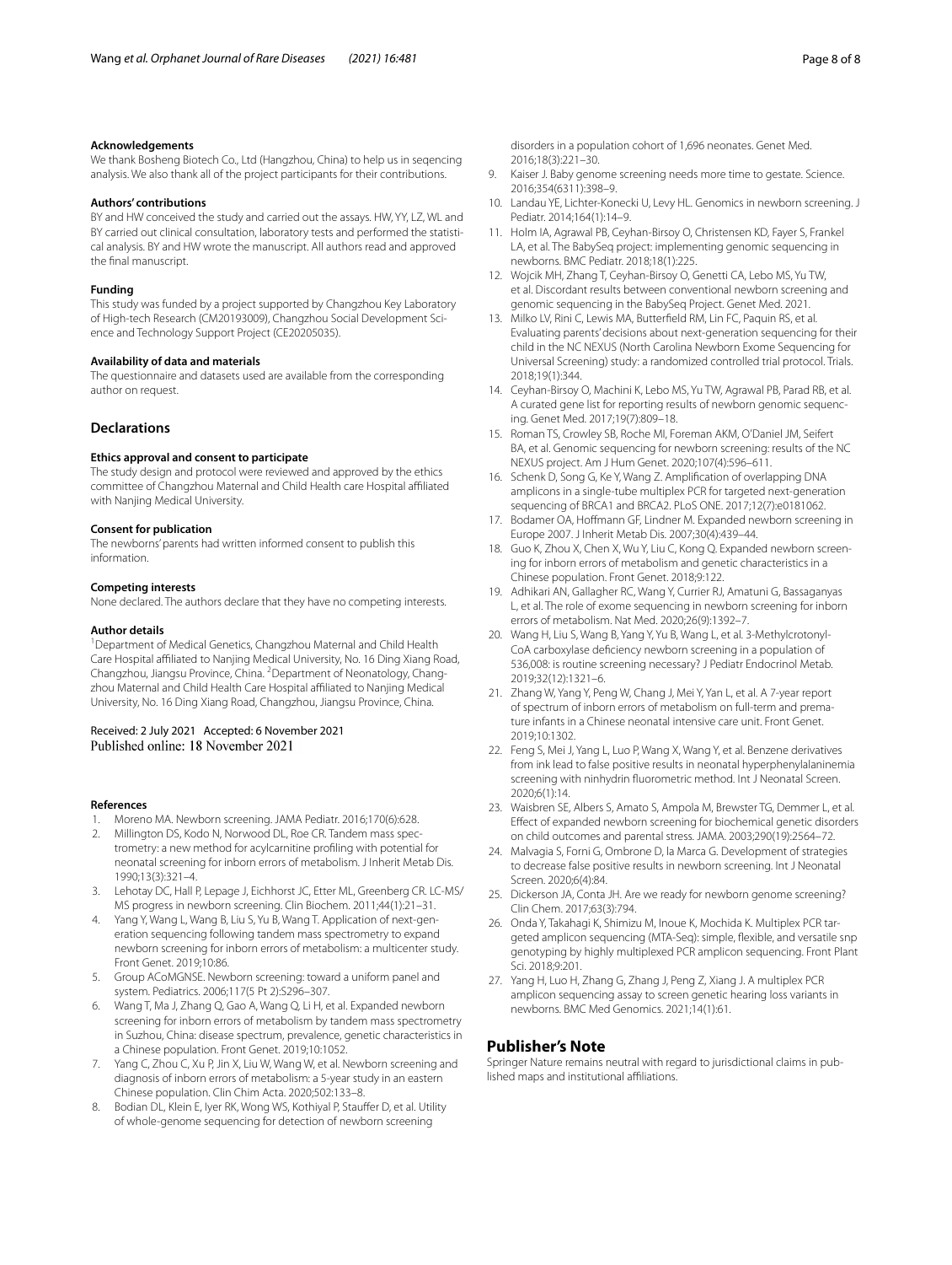#### Acknowledgements

We thank Bosheng Biotech Co., Ltd (Hangzhou, China) to help us in seqencing analysis. We also thank all of the project participants for their contributions.

#### Authors' contributions

BY and HW conceived the study and carried out the assays. HW, YY, LZ, WL and BY carried out clinical consultation, laboratory tests and performed the statistical analysis. BY and HW wrote the manuscript. All authors read and approved the final manuscript.

#### Funding

This study was funded by a project supported by Changzhou Key Laboratory of High-tech Research (CM20193009), Changzhou Social Development Science and Technology Support Project (CE20205035).

#### Availability of data and materials

The questionnaire and datasets used are available from the corresponding author on request.

## Declarations

#### Ethics approval and consent to participate

The study design and protocol were reviewed and approved by the ethics committee of Changzhou Maternal and Child Health care Hospital affiliated with Nanjing Medical University.

#### Consent for publication

The newborns' parents had written informed consent to publish this information.

#### Competing interests

None declared. The authors declare that they have no competing interests.

#### Author details

[1]Department of Medical Genetics, Changzhou Maternal and Child Health Care Hospital affiliated to Nanjing Medical University, No. 16 Ding Xiang Road, Changzhou, Jiangsu Province, China. [2]Department of Neonatology, Changzhou Maternal and Child Health Care Hospital affiliated to Nanjing Medical University, No. 16 Ding Xiang Road, Changzhou, Jiangsu Province, China.

Received: 2 July 2021 Accepted: 6 November 2021
Published online: 18 November 2021

#### References

1. Moreno MA. Newborn screening. JAMA Pediatr. 2016;170(6):628.
2. Millington DS, Kodo N, Norwood DL, Roe CR. Tandem mass spectrometry: a new method for acylcarnitine profiling with potential for neonatal screening for inborn errors of metabolism. J Inherit Metab Dis. 1990;13(3):321–4.
3. Lehotay DC, Hall P, Lepage J, Eichhorst JC, Etter ML, Greenberg CR. LC-MS/MS progress in newborn screening. Clin Biochem. 2011;44(1):21–31.
4. Yang Y, Wang L, Wang B, Liu S, Yu B, Wang T. Application of next-generation sequencing following tandem mass spectrometry to expand newborn screening for inborn errors of metabolism: a multicenter study. Front Genet. 2019;10:86.
5. Group ACoMGNSE. Newborn screening: toward a uniform panel and system. Pediatrics. 2006;117(5 Pt 2):S296–307.
6. Wang T, Ma J, Zhang Q, Gao A, Wang Q, Li H, et al. Expanded newborn screening for inborn errors of metabolism by tandem mass spectrometry in Suzhou, China: disease spectrum, prevalence, genetic characteristics in a Chinese population. Front Genet. 2019;10:1052.
7. Yang C, Zhou C, Xu P, Jin X, Liu W, Wang W, et al. Newborn screening and diagnosis of inborn errors of metabolism: a 5-year study in an eastern Chinese population. Clin Chim Acta. 2020;502:133–8.
8. Bodian DL, Klein E, Iyer RK, Wong WS, Kothiyal P, Stauffer D, et al. Utility of whole-genome sequencing for detection of newborn screening disorders in a population cohort of 1,696 neonates. Genet Med. 2016;18(3):221–30.
9. Kaiser J. Baby genome screening needs more time to gestate. Science. 2016;354(6311):398–9.
10. Landau YE, Lichter-Konecki U, Levy HL. Genomics in newborn screening. J Pediatr. 2014;164(1):14–9.
11. Holm IA, Agrawal PB, Ceyhan-Birsoy O, Christensen KD, Fayer S, Frankel LA, et al. The BabySeq project: implementing genomic sequencing in newborns. BMC Pediatr. 2018;18(1):225.
12. Wojcik MH, Zhang T, Ceyhan-Birsoy O, Genetti CA, Lebo MS, Yu TW, et al. Discordant results between conventional newborn screening and genomic sequencing in the BabySeq Project. Genet Med. 2021.
13. Milko LV, Rini C, Lewis MA, Butterfield RM, Lin FC, Paquin RS, et al. Evaluating parents' decisions about next-generation sequencing for their child in the NC NEXUS (North Carolina Newborn Exome Sequencing for Universal Screening) study: a randomized controlled trial protocol. Trials. 2018;19(1):344.
14. Ceyhan-Birsoy O, Machini K, Lebo MS, Yu TW, Agrawal PB, Parad RB, et al. A curated gene list for reporting results of newborn genomic sequencing. Genet Med. 2017;19(7):809–18.
15. Roman TS, Crowley SB, Roche MI, Foreman AKM, O'Daniel JM, Seifert BA, et al. Genomic sequencing for newborn screening: results of the NC NEXUS project. Am J Hum Genet. 2020;107(4):596–611.
16. Schenk D, Song G, Ke Y, Wang Z. Amplification of overlapping DNA amplicons in a single-tube multiplex PCR for targeted next-generation sequencing of BRCA1 and BRCA2. PLoS ONE. 2017;12(7):e0181062.
17. Bodamer OA, Hoffmann GF, Lindner M. Expanded newborn screening in Europe 2007. J Inherit Metab Dis. 2007;30(4):439–44.
18. Guo K, Zhou X, Chen X, Wu Y, Liu C, Kong Q. Expanded newborn screening for inborn errors of metabolism and genetic characteristics in a Chinese population. Front Genet. 2018;9:122.
19. Adhikari AN, Gallagher RC, Wang Y, Currier RJ, Amatuni G, Bassaganyas L, et al. The role of exome sequencing in newborn screening for inborn errors of metabolism. Nat Med. 2020;26(9):1392–7.
20. Wang H, Liu S, Wang B, Yang Y, Yu B, Wang L, et al. 3-Methylcrotonyl-CoA carboxylase deficiency newborn screening in a population of 536,008: is routine screening necessary? J Pediatr Endocrinol Metab. 2019;32(12):1321–6.
21. Zhang W, Yang Y, Peng W, Chang J, Mei Y, Yan L, et al. A 7-year report of spectrum of inborn errors of metabolism on full-term and premature infants in a Chinese neonatal intensive care unit. Front Genet. 2019;10:1302.
22. Feng S, Mei J, Yang L, Luo P, Wang X, Wang Y, et al. Benzene derivatives from ink lead to false positive results in neonatal hyperphenylalaninemia screening with ninhydrin fluorometric method. Int J Neonatal Screen. 2020;6(1):14.
23. Waisbren SE, Albers S, Amato S, Ampola M, Brewster TG, Demmer L, et al. Effect of expanded newborn screening for biochemical genetic disorders on child outcomes and parental stress. JAMA. 2003;290(19):2564–72.
24. Malvagia S, Forni G, Ombrone D, la Marca G. Development of strategies to decrease false positive results in newborn screening. Int J Neonatal Screen. 2020;6(4):84.
25. Dickerson JA, Conta JH. Are we ready for newborn genome screening? Clin Chem. 2017;63(3):794.
26. Onda Y, Takahagi K, Shimizu M, Inoue K, Mochida K. Multiplex PCR targeted amplicon sequencing (MTA-Seq): simple, flexible, and versatile snp genotyping by highly multiplexed PCR amplicon sequencing. Front Plant Sci. 2018;9:201.
27. Yang H, Luo H, Zhang G, Zhang J, Peng Z, Xiang J. A multiplex PCR amplicon sequencing assay to screen genetic hearing loss variants in newborns. BMC Med Genomics. 2021;14(1):61.

## Publisher's Note

Springer Nature remains neutral with regard to jurisdictional claims in published maps and institutional affiliations.